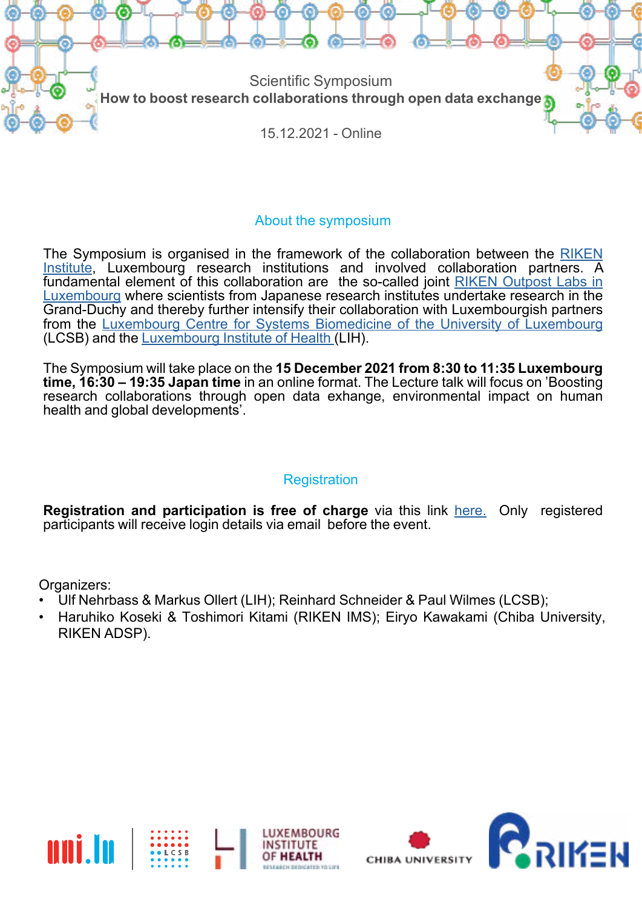Scientific Symposium

# How to boost research collaborations through open data exchange

15.12.2021 - Online

## About the symposium

The Symposium is organised in the framework of the collaboration between the RIKEN Institute, Luxembourg research institutions and involved collaboration partners. A fundamental element of this collaboration are the so-called joint RIKEN Outpost Labs in Luxembourg where scientists from Japanese research institutes undertake research in the Grand-Duchy and thereby further intensify their collaboration with Luxembourgish partners from the Luxembourg Centre for Systems Biomedicine of the University of Luxembourg (LCSB) and the Luxembourg Institute of Health (LIH).

The Symposium will take place on the **15 December 2021 from 8:30 to 11:35 Luxembourg time, 16:30 – 19:35 Japan time** in an online format. The Lecture talk will focus on 'Boosting research collaborations through open data exhange, environmental impact on human health and global developments'.

## Registration

**Registration and participation is free of charge** via this link here. Only registered participants will receive login details via email before the event.

Organizers:

- Ulf Nehrbass & Markus Ollert (LIH); Reinhard Schneider & Paul Wilmes (LCSB);
- Haruhiko Koseki & Toshimori Kitami (RIKEN IMS); Eiryo Kawakami (Chiba University, RIKEN ADSP).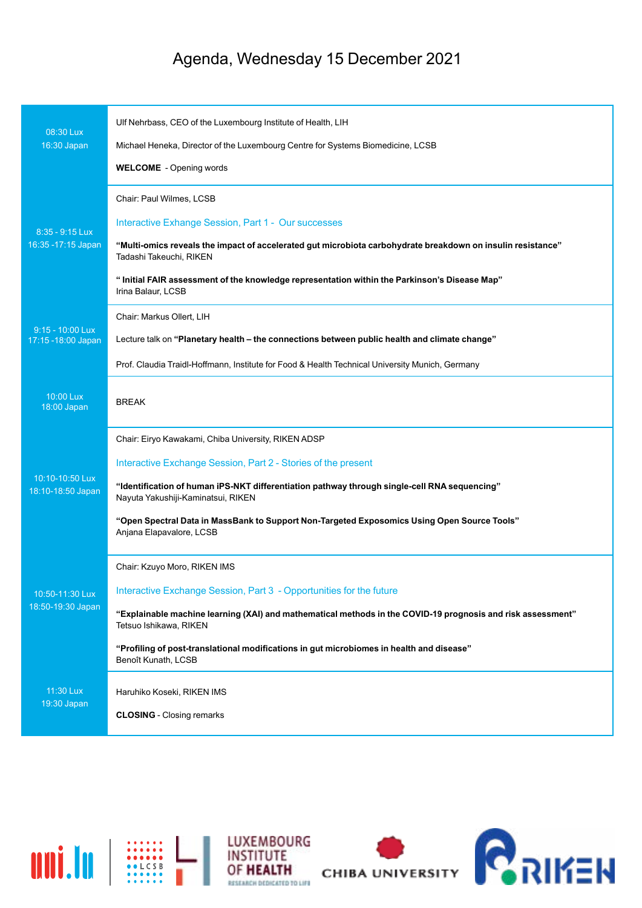# Agenda, Wednesday 15 December 2021

| | |
|---|---|
| 08:30 Lux<br>16:30 Japan | Ulf Nehrbass, CEO of the Luxembourg Institute of Health, LIH<br><br>Michael Heneka, Director of the Luxembourg Centre for Systems Biomedicine, LCSB<br><br>**WELCOME** - Opening words |
| 8:35 - 9:15 Lux<br>16:35 -17:15 Japan | Chair: Paul Wilmes, LCSB<br><br>Interactive Exhange Session, Part 1 - Our successes<br><br>**"Multi-omics reveals the impact of accelerated gut microbiota carbohydrate breakdown on insulin resistance"**<br>Tadashi Takeuchi, RIKEN<br><br>**" Initial FAIR assessment of the knowledge representation within the Parkinson's Disease Map"**<br>Irina Balaur, LCSB |
| 9:15 - 10:00 Lux<br>17:15 -18:00 Japan | Chair: Markus Ollert, LIH<br><br>Lecture talk on **"Planetary health – the connections between public health and climate change"**<br><br>Prof. Claudia Traidl-Hoffmann, Institute for Food & Health Technical University Munich, Germany |
| 10:00 Lux<br>18:00 Japan | BREAK |
| 10:10-10:50 Lux<br>18:10-18:50 Japan | Chair: Eiryo Kawakami, Chiba University, RIKEN ADSP<br><br>Interactive Exchange Session, Part 2 - Stories of the present<br><br>**"Identification of human iPS-NKT differentiation pathway through single-cell RNA sequencing"**<br>Nayuta Yakushiji-Kaminatsui, RIKEN<br><br>**"Open Spectral Data in MassBank to Support Non-Targeted Exposomics Using Open Source Tools"**<br>Anjana Elapavalore, LCSB |
| 10:50-11:30 Lux<br>18:50-19:30 Japan | Chair: Kzuyo Moro, RIKEN IMS<br><br>Interactive Exchange Session, Part 3 - Opportunities for the future<br><br>**"Explainable machine learning (XAI) and mathematical methods in the COVID-19 prognosis and risk assessment"**<br>Tetsuo Ishikawa, RIKEN<br><br>**"Profiling of post-translational modifications in gut microbiomes in health and disease"**<br>Benoît Kunath, LCSB |
| 11:30 Lux<br>19:30 Japan | Haruhiko Koseki, RIKEN IMS<br><br>**CLOSING** - Closing remarks |

uni.lu LCSB LUXEMBOURG INSTITUTE OF HEALTH RESEARCH DEDICATED TO LIFE CHIBA UNIVERSITY RIKEN